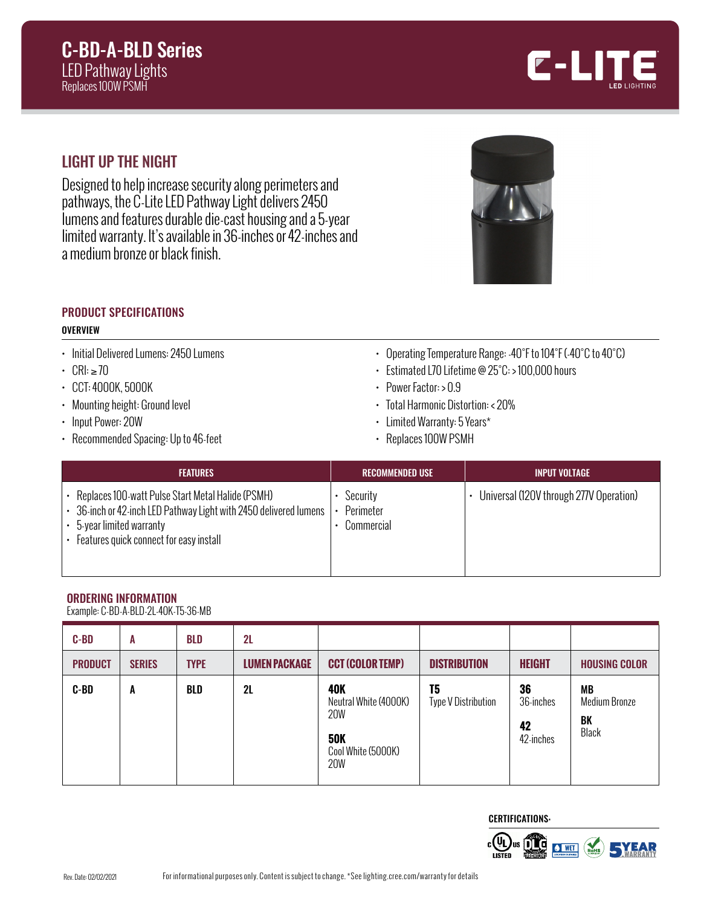# C-BD-A-BLD Series

LED Pathway Lights
Replaces 100W PSMH

C-LITE LED LIGHTING

## LIGHT UP THE NIGHT

Designed to help increase security along perimeters and pathways, the C-Lite LED Pathway Light delivers 2450 lumens and features durable die-cast housing and a 5-year limited warranty. It's available in 36-inches or 42-inches and a medium bronze or black finish.

## PRODUCT SPECIFICATIONS

### OVERVIEW

- Initial Delivered Lumens: 2450 Lumens
- CRI: ≥ 70
- CCT: 4000K, 5000K
- Mounting height: Ground level
- Input Power: 20W
- Recommended Spacing: Up to 46-feet
- Operating Temperature Range: -40°F to 104°F (-40°C to 40°C)
- Estimated L70 Lifetime @ 25°C: > 100,000 hours
- Power Factor: > 0.9
- Total Harmonic Distortion: < 20%
- Limited Warranty: 5 Years*
- Replaces 100W PSMH

| FEATURES | RECOMMENDED USE | INPUT VOLTAGE |
|---|---|---|
| • Replaces 100-watt Pulse Start Metal Halide (PSMH)<br>• 36-inch or 42-inch LED Pathway Light with 2450 delivered lumens<br>• 5-year limited warranty<br>• Features quick connect for easy install | • Security<br>• Perimeter<br>• Commercial | • Universal (120V through 277V Operation) |

## ORDERING INFORMATION

Example: C-BD-A-BLD-2L-40K-T5-36-MB

| C-BD | A | BLD | 2L | | | | |
|---|---|---|---|---|---|---|---|
| **PRODUCT** | **SERIES** | **TYPE** | **LUMEN PACKAGE** | **CCT (COLOR TEMP)** | **DISTRIBUTION** | **HEIGHT** | **HOUSING COLOR** |
| **C-BD** | **A** | **BLD** | **2L** | **40K**<br>Neutral White (4000K)<br>20W<br>**50K**<br>Cool White (5000K)<br>20W | **T5**<br>Type V Distribution | **36**<br>36-inches<br>**42**<br>42-inches | **MB**<br>Medium Bronze<br>**BK**<br>Black |

CERTIFICATIONS:

Rev. Date: 02/02/2021

For informational purposes only. Content is subject to change. *See lighting.cree.com/warranty for details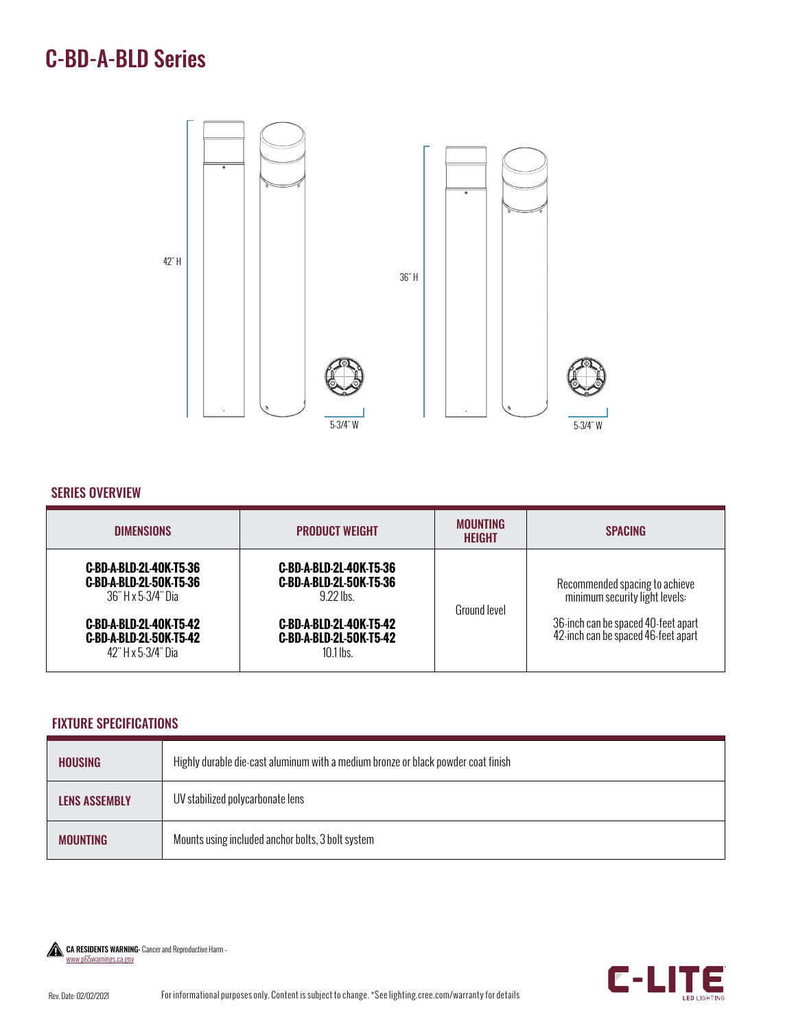# C-BD-A-BLD Series

42" H

36" H

5-3/4" W

5-3/4" W

## SERIES OVERVIEW

| DIMENSIONS | PRODUCT WEIGHT | MOUNTING HEIGHT | SPACING |
|---|---|---|---|
| **C-BD-A-BLD-2L-40K-T5-36**<br>**C-BD-A-BLD-2L-50K-T5-36**<br>36" H x 5-3/4" Dia<br><br>**C-BD-A-BLD-2L-40K-T5-42**<br>**C-BD-A-BLD-2L-50K-T5-42**<br>42" H x 5-3/4" Dia | **C-BD-A-BLD-2L-40K-T5-36**<br>**C-BD-A-BLD-2L-50K-T5-36**<br>9.22 lbs.<br><br>**C-BD-A-BLD-2L-40K-T5-42**<br>**C-BD-A-BLD-2L-50K-T5-42**<br>10.1 lbs. | Ground level | Recommended spacing to achieve minimum security light levels:<br><br>36-inch can be spaced 40-feet apart<br>42-inch can be spaced 46-feet apart |

## FIXTURE SPECIFICATIONS

| | |
|---|---|
| **HOUSING** | Highly durable die-cast aluminum with a medium bronze or black powder coat finish |
| **LENS ASSEMBLY** | UV stabilized polycarbonate lens |
| **MOUNTING** | Mounts using included anchor bolts, 3 bolt system |

**CA RESIDENTS WARNING:** Cancer and Reproductive Harm – www.p65warnings.ca.gov

Rev. Date: 02/02/2021

For informational purposes only. Content is subject to change. *See lighting.cree.com/warranty for details

C-LITE LED LIGHTING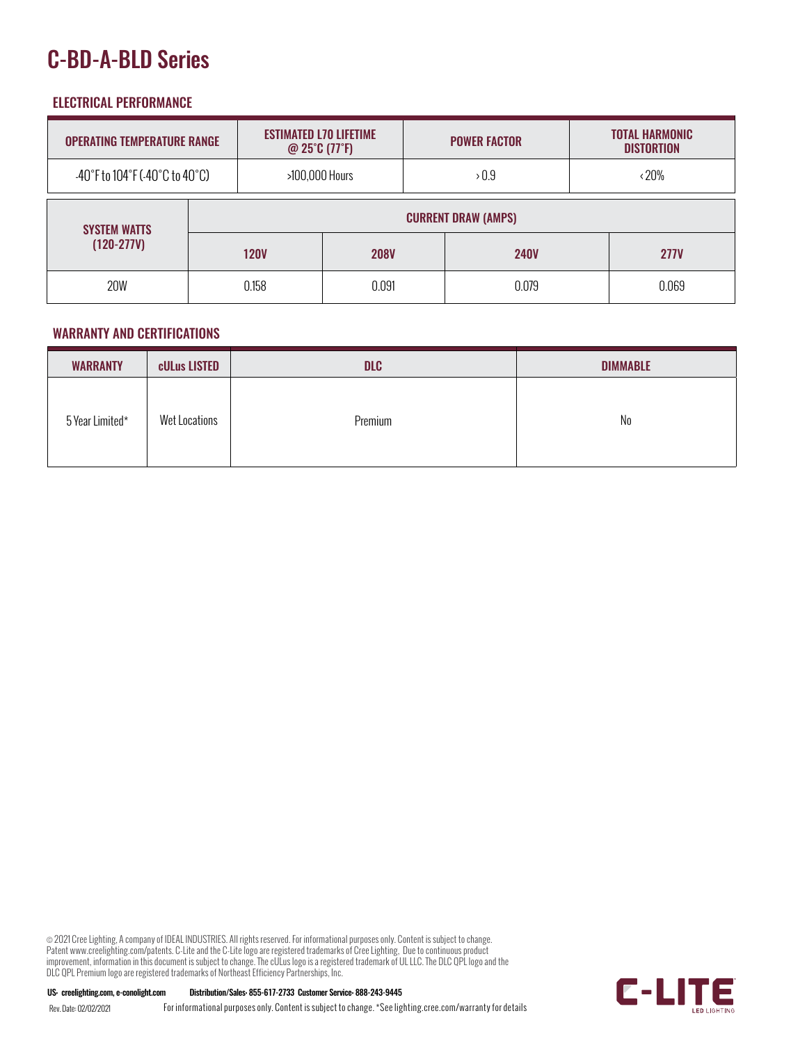# C-BD-A-BLD Series

## ELECTRICAL PERFORMANCE

| OPERATING TEMPERATURE RANGE | ESTIMATED L70 LIFETIME @ 25°C (77°F) | POWER FACTOR | TOTAL HARMONIC DISTORTION |
| --- | --- | --- | --- |
| -40°F to 104°F (-40°C to 40°C) | >100,000 Hours | > 0.9 | < 20% |

| SYSTEM WATTS (120-277V) | CURRENT DRAW (AMPS) | | | |
| --- | --- | --- | --- | --- |
| | 120V | 208V | 240V | 277V |
| 20W | 0.158 | 0.091 | 0.079 | 0.069 |

## WARRANTY AND CERTIFICATIONS

| WARRANTY | cULus LISTED | DLC | DIMMABLE |
| --- | --- | --- | --- |
| 5 Year Limited* | Wet Locations | Premium | No |

© 2021 Cree Lighting, A company of IDEAL INDUSTRIES. All rights reserved. For informational purposes only. Content is subject to change. Patent www.creelighting.com/patents. C-Lite and the C-Lite logo are registered trademarks of Cree Lighting. Due to continuous product improvement, information in this document is subject to change. The cULus logo is a registered trademark of UL LLC. The DLC QPL logo and the DLC QPL Premium logo are registered trademarks of Northeast Efficiency Partnerships, Inc.

US: creelighting.com, e-conolight.com Distribution/Sales: 855-617-2733 Customer Service: 888-243-9445

Rev. Date: 02/02/2021 For informational purposes only. Content is subject to change. *See lighting.cree.com/warranty for details

C-LITE LED LIGHTING